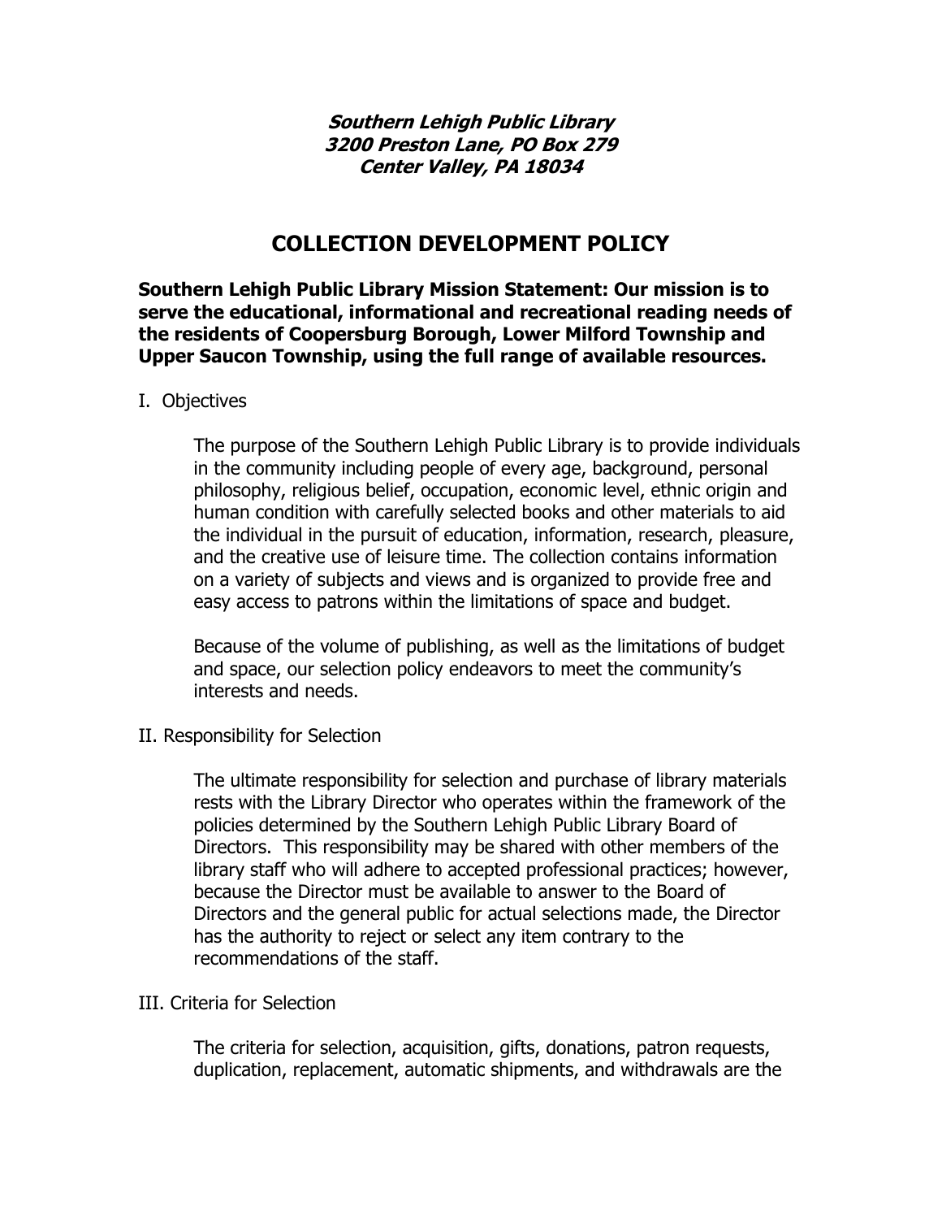***Southern Lehigh Public Library***
***3200 Preston Lane, PO Box 279***
***Center Valley, PA 18034***

# COLLECTION DEVELOPMENT POLICY

**Southern Lehigh Public Library Mission Statement: Our mission is to serve the educational, informational and recreational reading needs of the residents of Coopersburg Borough, Lower Milford Township and Upper Saucon Township, using the full range of available resources.**

## I. Objectives

The purpose of the Southern Lehigh Public Library is to provide individuals in the community including people of every age, background, personal philosophy, religious belief, occupation, economic level, ethnic origin and human condition with carefully selected books and other materials to aid the individual in the pursuit of education, information, research, pleasure, and the creative use of leisure time. The collection contains information on a variety of subjects and views and is organized to provide free and easy access to patrons within the limitations of space and budget.

Because of the volume of publishing, as well as the limitations of budget and space, our selection policy endeavors to meet the community's interests and needs.

## II. Responsibility for Selection

The ultimate responsibility for selection and purchase of library materials rests with the Library Director who operates within the framework of the policies determined by the Southern Lehigh Public Library Board of Directors. This responsibility may be shared with other members of the library staff who will adhere to accepted professional practices; however, because the Director must be available to answer to the Board of Directors and the general public for actual selections made, the Director has the authority to reject or select any item contrary to the recommendations of the staff.

## III. Criteria for Selection

The criteria for selection, acquisition, gifts, donations, patron requests, duplication, replacement, automatic shipments, and withdrawals are the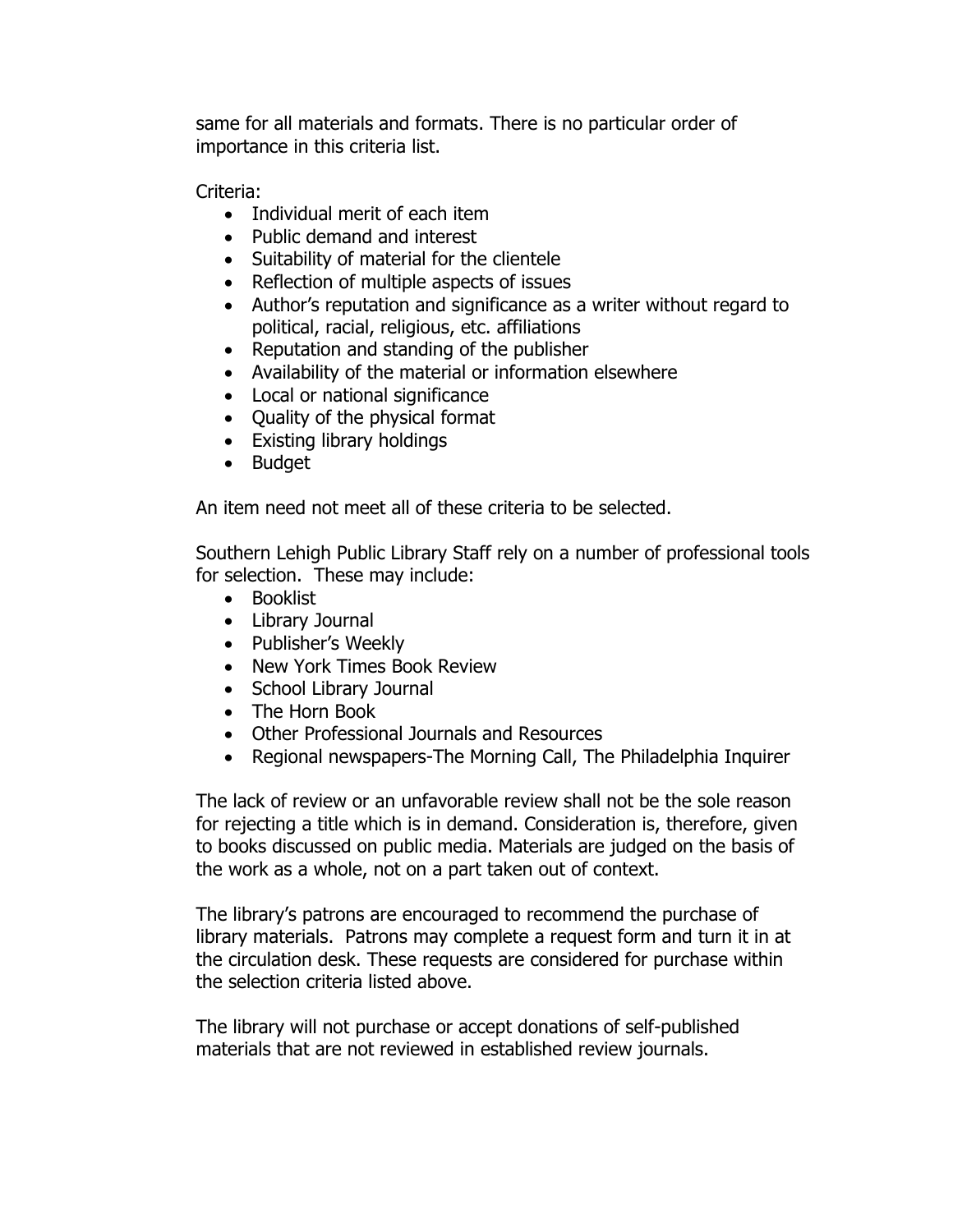same for all materials and formats. There is no particular order of importance in this criteria list.

Criteria:

- Individual merit of each item
- Public demand and interest
- Suitability of material for the clientele
- Reflection of multiple aspects of issues
- Author's reputation and significance as a writer without regard to political, racial, religious, etc. affiliations
- Reputation and standing of the publisher
- Availability of the material or information elsewhere
- Local or national significance
- Quality of the physical format
- Existing library holdings
- Budget

An item need not meet all of these criteria to be selected.

Southern Lehigh Public Library Staff rely on a number of professional tools for selection. These may include:

- Booklist
- Library Journal
- Publisher's Weekly
- New York Times Book Review
- School Library Journal
- The Horn Book
- Other Professional Journals and Resources
- Regional newspapers-The Morning Call, The Philadelphia Inquirer

The lack of review or an unfavorable review shall not be the sole reason for rejecting a title which is in demand. Consideration is, therefore, given to books discussed on public media. Materials are judged on the basis of the work as a whole, not on a part taken out of context.

The library's patrons are encouraged to recommend the purchase of library materials. Patrons may complete a request form and turn it in at the circulation desk. These requests are considered for purchase within the selection criteria listed above.

The library will not purchase or accept donations of self-published materials that are not reviewed in established review journals.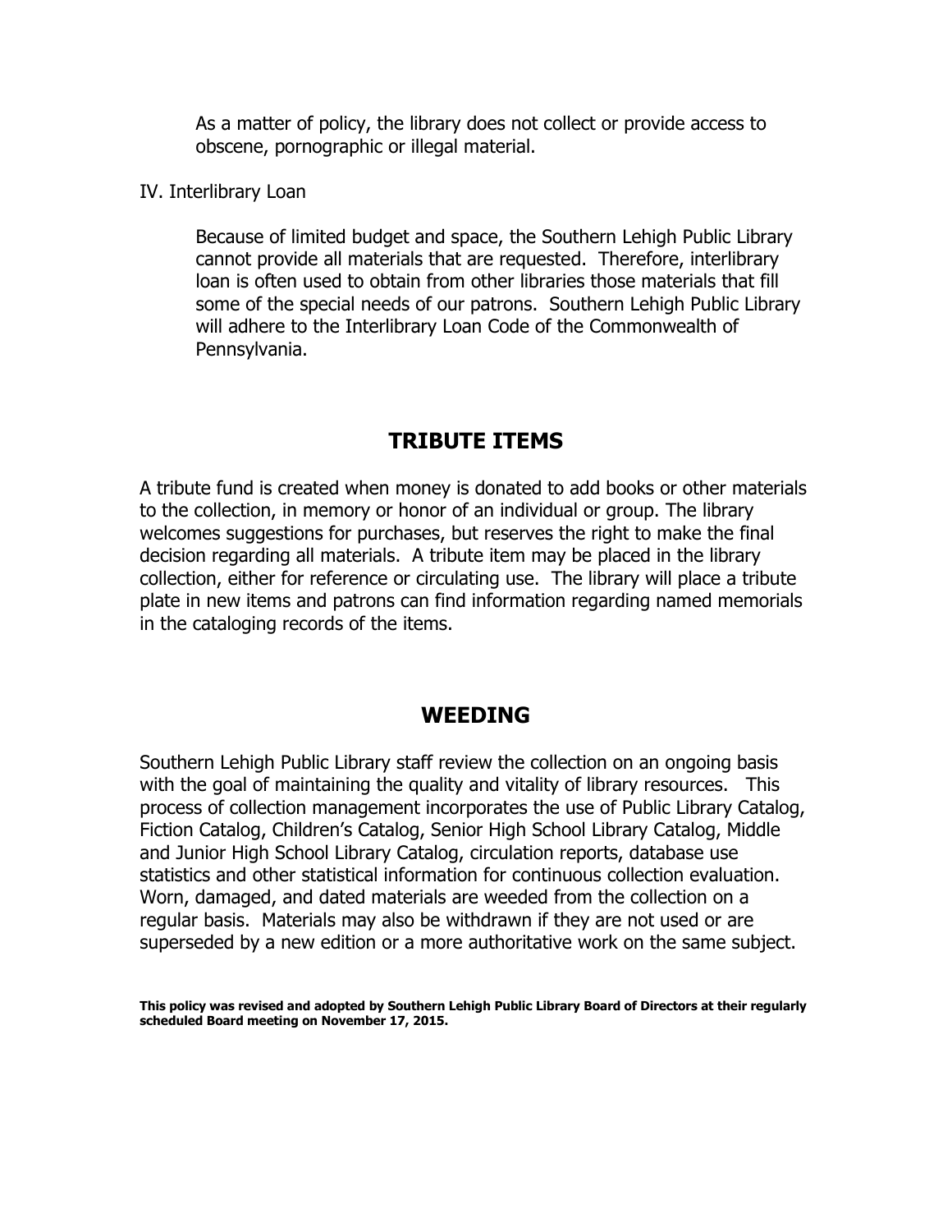As a matter of policy, the library does not collect or provide access to obscene, pornographic or illegal material.

IV. Interlibrary Loan

Because of limited budget and space, the Southern Lehigh Public Library cannot provide all materials that are requested. Therefore, interlibrary loan is often used to obtain from other libraries those materials that fill some of the special needs of our patrons. Southern Lehigh Public Library will adhere to the Interlibrary Loan Code of the Commonwealth of Pennsylvania.

## TRIBUTE ITEMS

A tribute fund is created when money is donated to add books or other materials to the collection, in memory or honor of an individual or group. The library welcomes suggestions for purchases, but reserves the right to make the final decision regarding all materials. A tribute item may be placed in the library collection, either for reference or circulating use. The library will place a tribute plate in new items and patrons can find information regarding named memorials in the cataloging records of the items.

## WEEDING

Southern Lehigh Public Library staff review the collection on an ongoing basis with the goal of maintaining the quality and vitality of library resources. This process of collection management incorporates the use of Public Library Catalog, Fiction Catalog, Children's Catalog, Senior High School Library Catalog, Middle and Junior High School Library Catalog, circulation reports, database use statistics and other statistical information for continuous collection evaluation. Worn, damaged, and dated materials are weeded from the collection on a regular basis. Materials may also be withdrawn if they are not used or are superseded by a new edition or a more authoritative work on the same subject.

**This policy was revised and adopted by Southern Lehigh Public Library Board of Directors at their regularly scheduled Board meeting on November 17, 2015.**